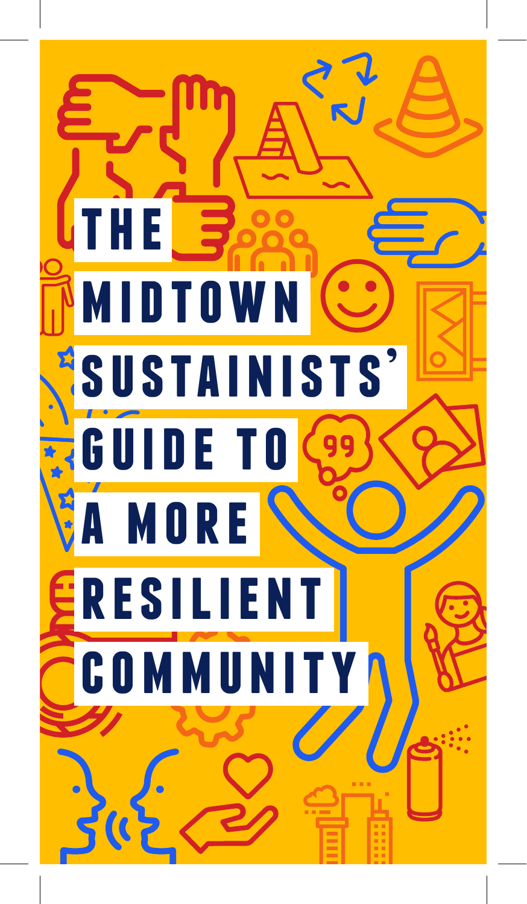# THE MIDTOWN SUSTAINISTS' GUIDE TO A MORE RESILIENT COMMUNITY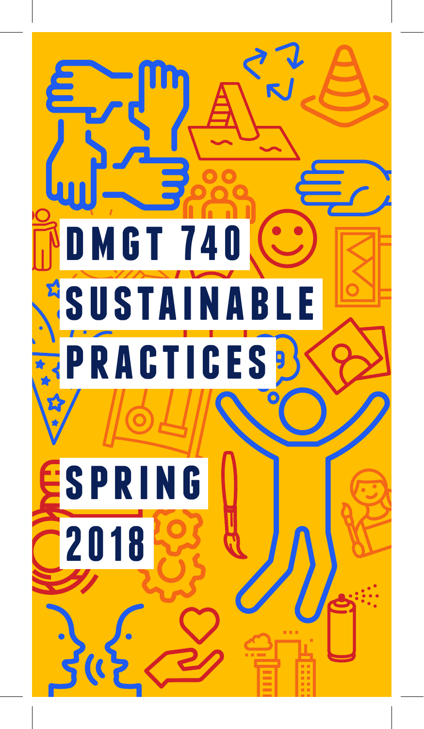# DMGT 740
# SUSTAINABLE PRACTICES

## SPRING 2018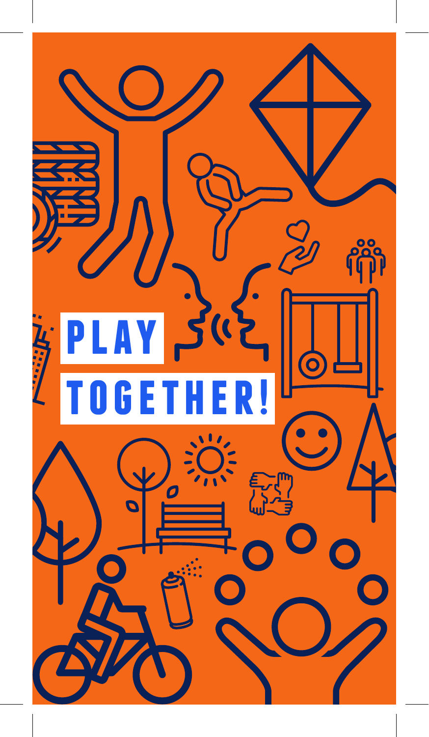# PLAY TOGETHER!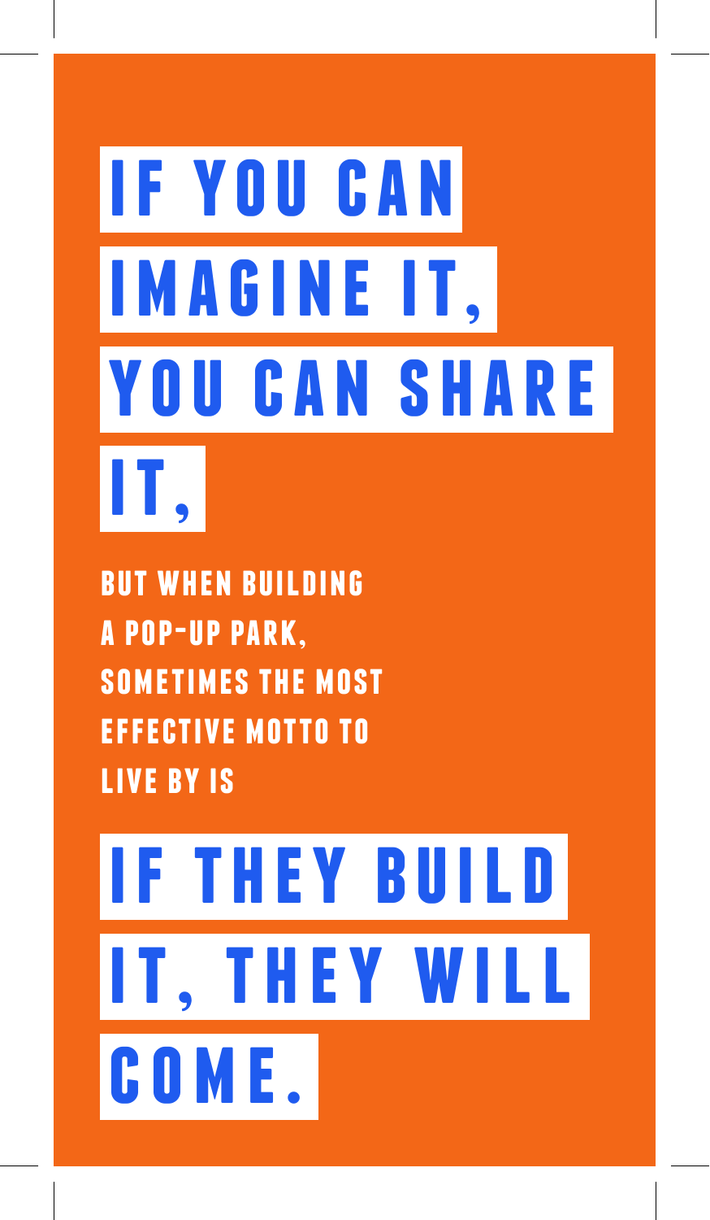# IF YOU CAN IMAGINE IT, YOU CAN SHARE IT,

**BUT WHEN BUILDING A POP-UP PARK, SOMETIMES THE MOST EFFECTIVE MOTTO TO LIVE BY IS**

# IF THEY BUILD IT, THEY WILL COME.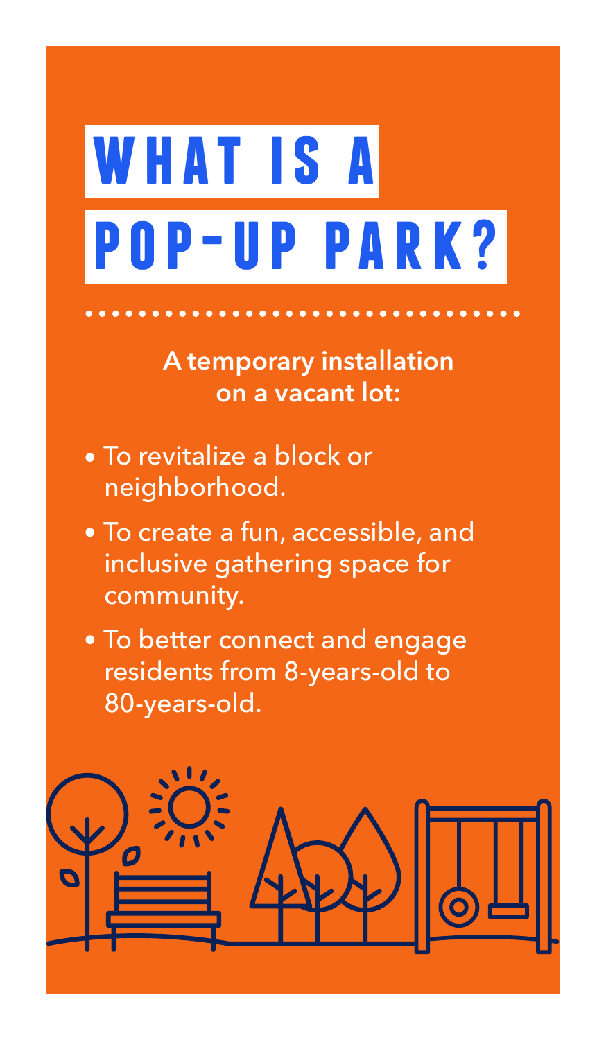# WHAT IS A POP-UP PARK?

**A temporary installation on a vacant lot:**

- To revitalize a block or neighborhood.
- To create a fun, accessible, and inclusive gathering space for community.
- To better connect and engage residents from 8-years-old to 80-years-old.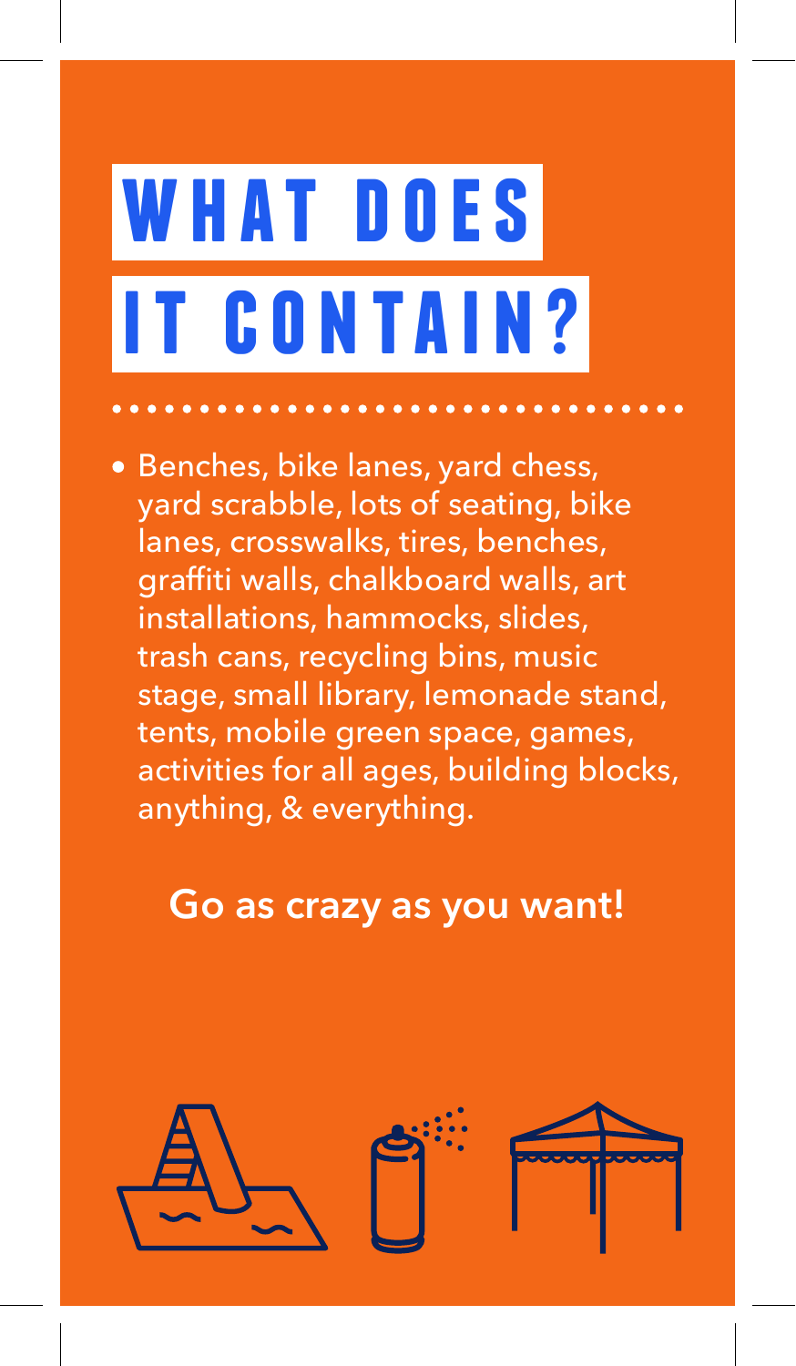# WHAT DOES IT CONTAIN?

- Benches, bike lanes, yard chess, yard scrabble, lots of seating, bike lanes, crosswalks, tires, benches, graffiti walls, chalkboard walls, art installations, hammocks, slides, trash cans, recycling bins, music stage, small library, lemonade stand, tents, mobile green space, games, activities for all ages, building blocks, anything, & everything.

**Go as crazy as you want!**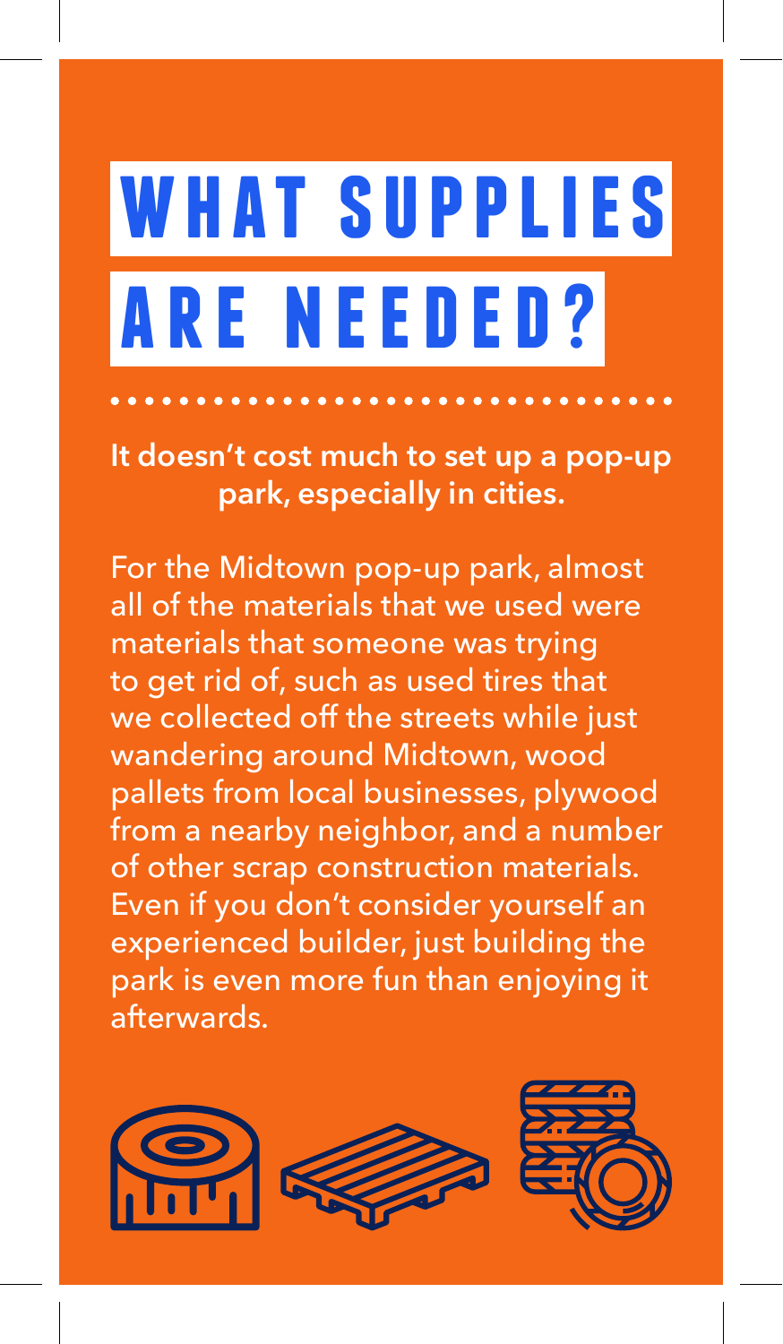# WHAT SUPPLIES ARE NEEDED?

**It doesn't cost much to set up a pop-up park, especially in cities.**

For the Midtown pop-up park, almost all of the materials that we used were materials that someone was trying to get rid of, such as used tires that we collected off the streets while just wandering around Midtown, wood pallets from local businesses, plywood from a nearby neighbor, and a number of other scrap construction materials. Even if you don't consider yourself an experienced builder, just building the park is even more fun than enjoying it afterwards.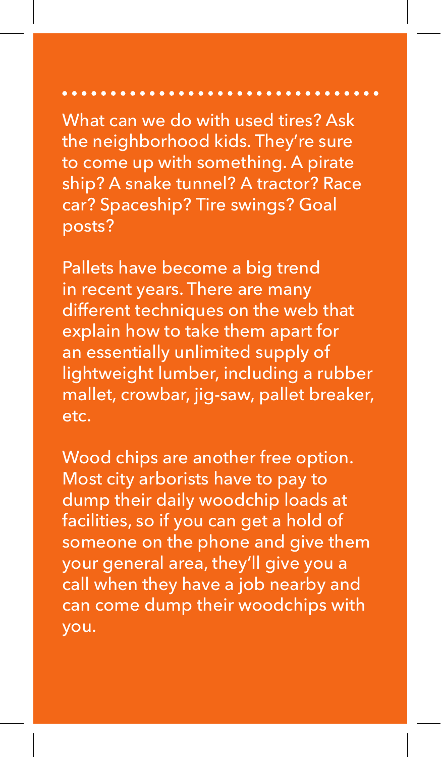What can we do with used tires? Ask the neighborhood kids. They're sure to come up with something. A pirate ship? A snake tunnel? A tractor? Race car? Spaceship? Tire swings? Goal posts?

Pallets have become a big trend in recent years. There are many different techniques on the web that explain how to take them apart for an essentially unlimited supply of lightweight lumber, including a rubber mallet, crowbar, jig-saw, pallet breaker, etc.

Wood chips are another free option. Most city arborists have to pay to dump their daily woodchip loads at facilities, so if you can get a hold of someone on the phone and give them your general area, they'll give you a call when they have a job nearby and can come dump their woodchips with you.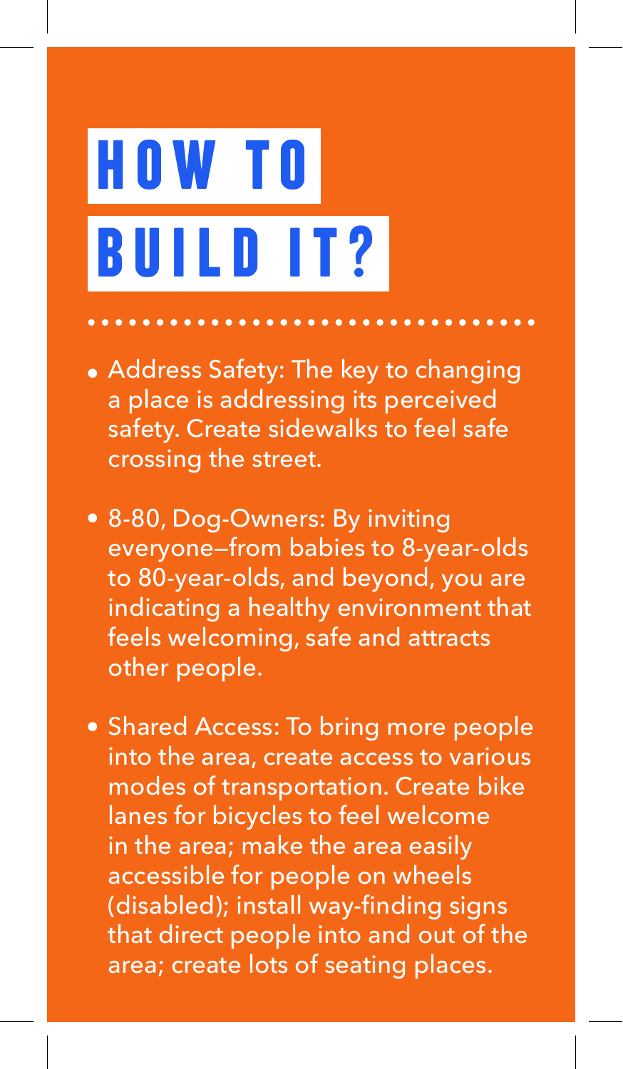# HOW TO BUILD IT?

- Address Safety: The key to changing a place is addressing its perceived safety. Create sidewalks to feel safe crossing the street.
- 8-80, Dog-Owners: By inviting everyone—from babies to 8-year-olds to 80-year-olds, and beyond, you are indicating a healthy environment that feels welcoming, safe and attracts other people.
- Shared Access: To bring more people into the area, create access to various modes of transportation. Create bike lanes for bicycles to feel welcome in the area; make the area easily accessible for people on wheels (disabled); install way-finding signs that direct people into and out of the area; create lots of seating places.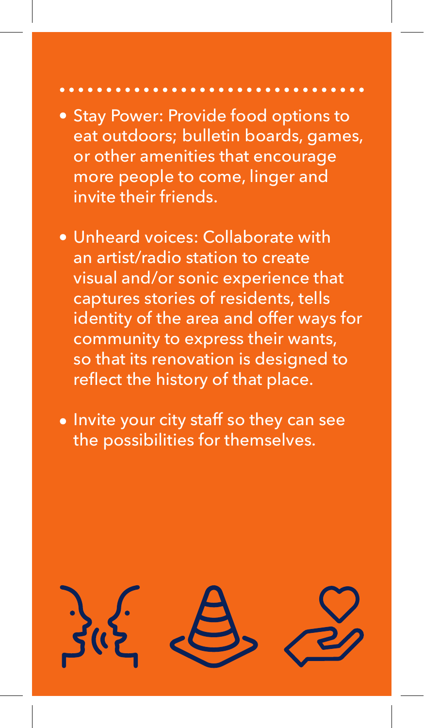- Stay Power: Provide food options to eat outdoors; bulletin boards, games, or other amenities that encourage more people to come, linger and invite their friends.
- Unheard voices: Collaborate with an artist/radio station to create visual and/or sonic experience that captures stories of residents, tells identity of the area and offer ways for community to express their wants, so that its renovation is designed to reflect the history of that place.
- Invite your city staff so they can see the possibilities for themselves.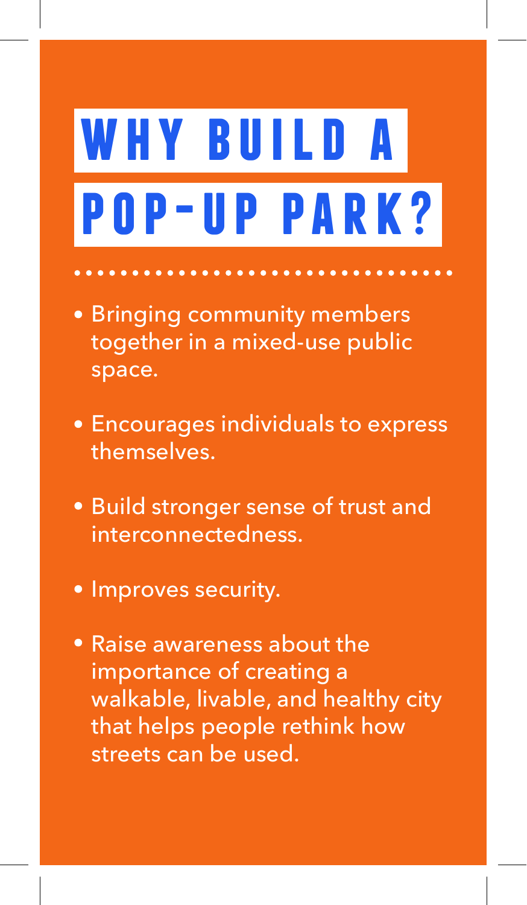# WHY BUILD A POP-UP PARK?

- Bringing community members together in a mixed-use public space.
- Encourages individuals to express themselves.
- Build stronger sense of trust and interconnectedness.
- Improves security.
- Raise awareness about the importance of creating a walkable, livable, and healthy city that helps people rethink how streets can be used.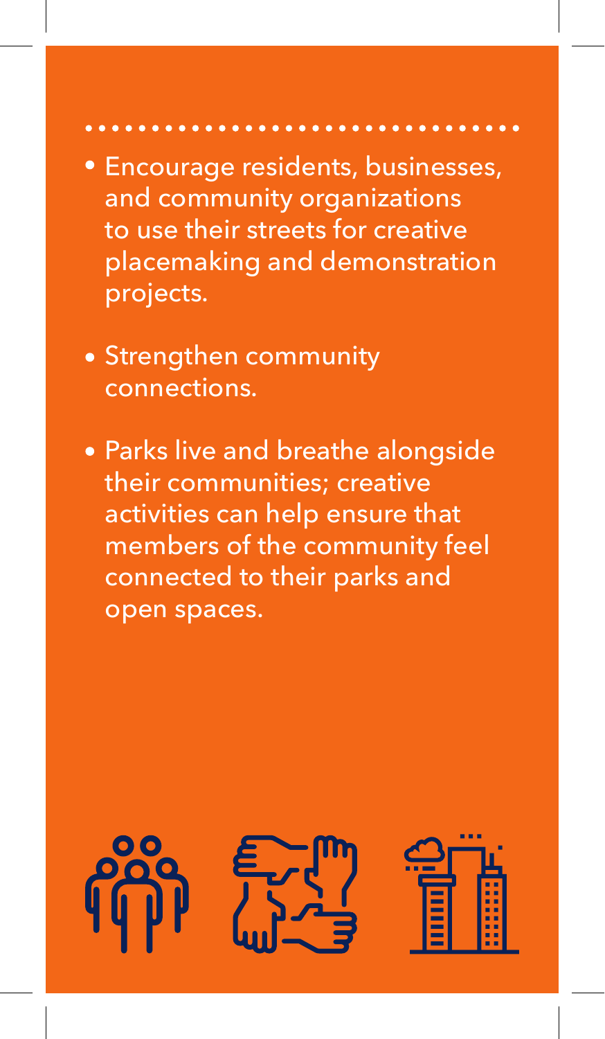- Encourage residents, businesses, and community organizations to use their streets for creative placemaking and demonstration projects.
- Strengthen community connections.
- Parks live and breathe alongside their communities; creative activities can help ensure that members of the community feel connected to their parks and open spaces.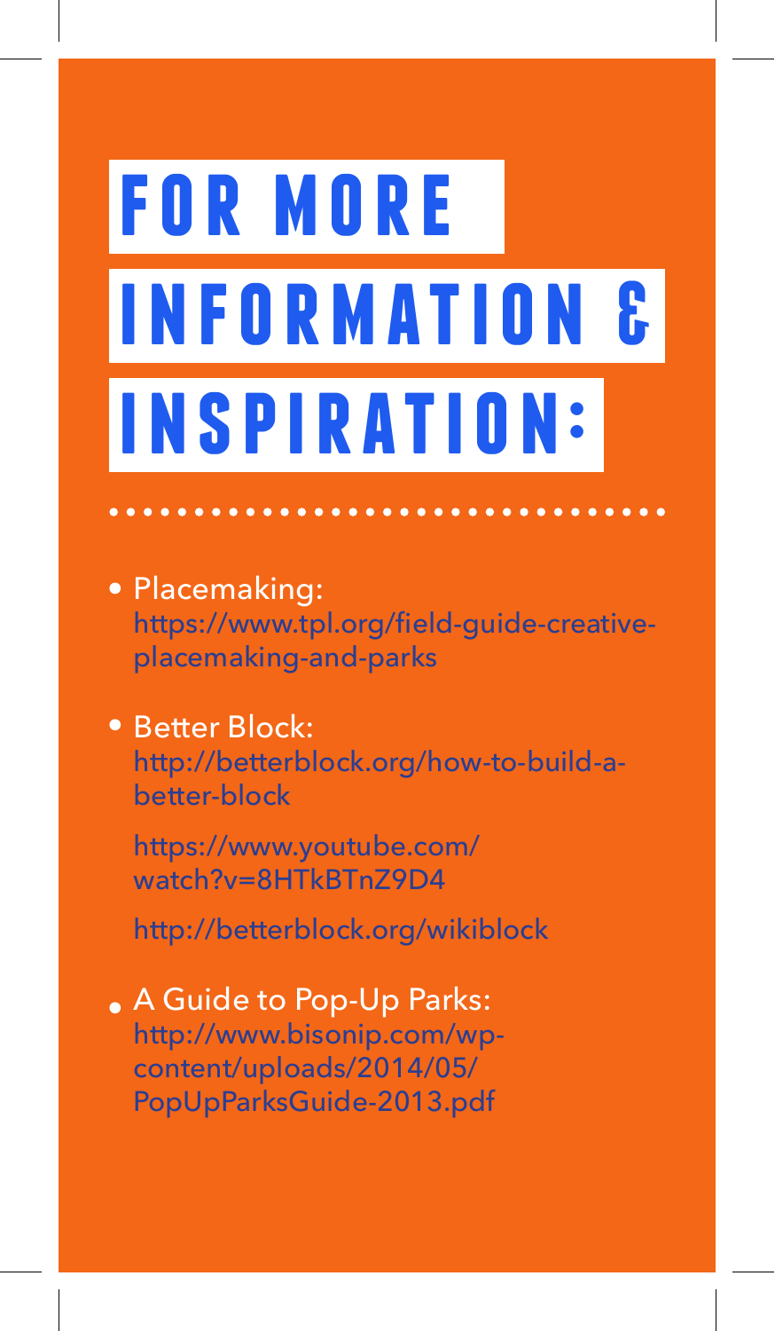# FOR MORE INFORMATION & INSPIRATION:

- Placemaking:
  https://www.tpl.org/field-guide-creative-placemaking-and-parks
- Better Block:
  http://betterblock.org/how-to-build-a-better-block

  https://www.youtube.com/watch?v=8HTkBTnZ9D4

  http://betterblock.org/wikiblock
- A Guide to Pop-Up Parks:
  http://www.bisonip.com/wp-content/uploads/2014/05/PopUpParksGuide-2013.pdf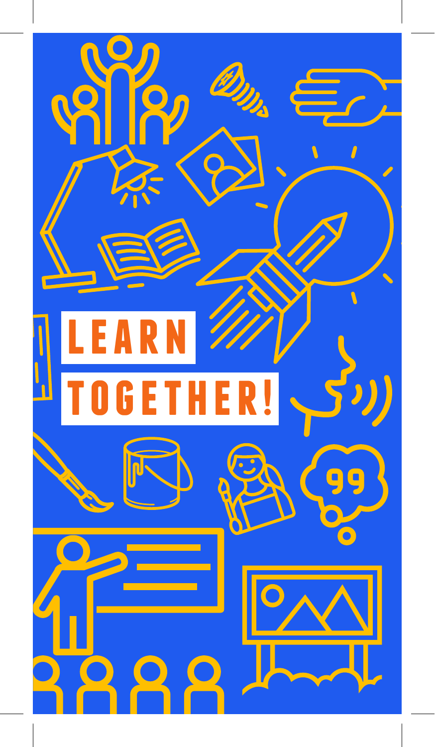# LEARN TOGETHER!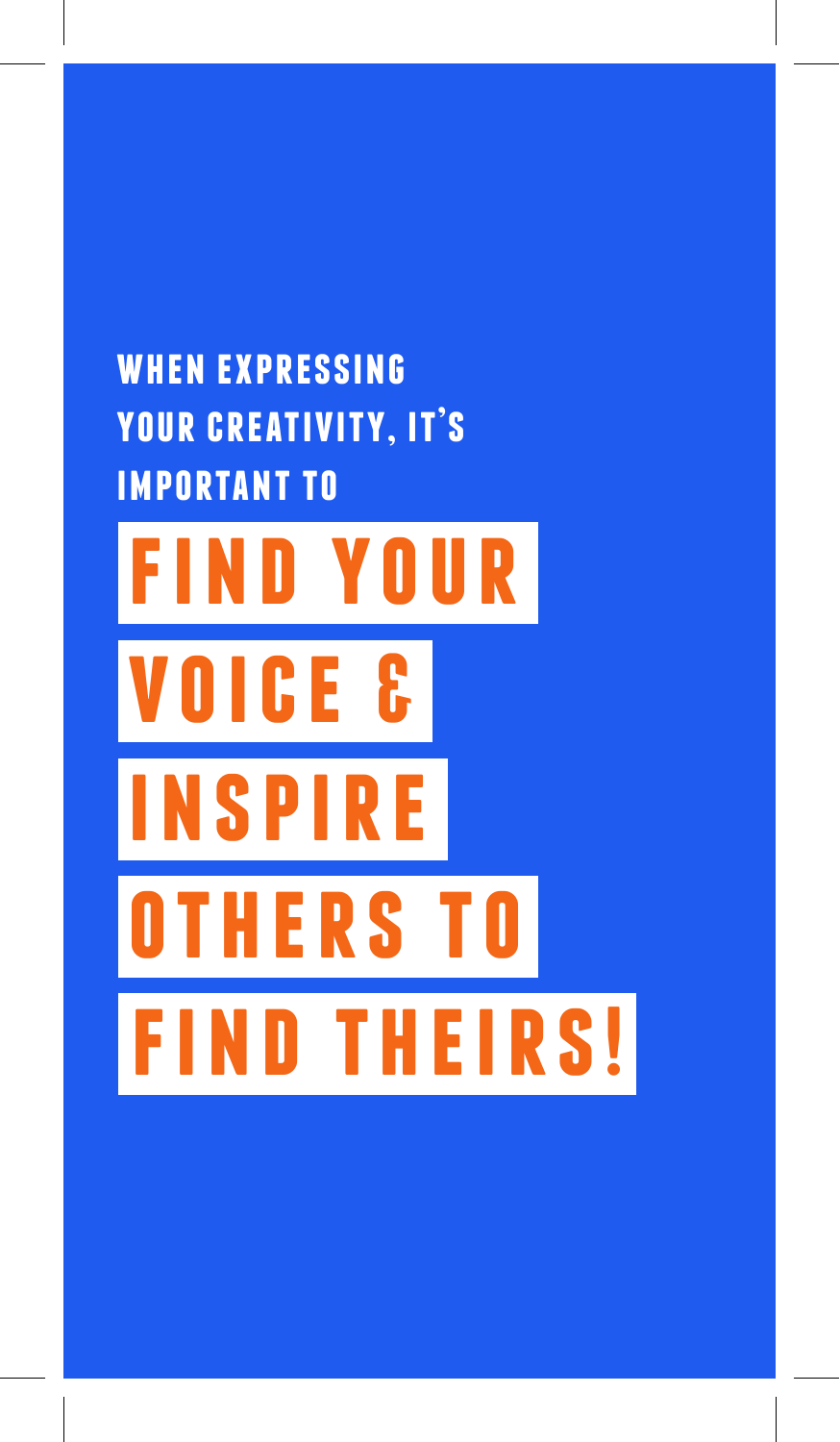**WHEN EXPRESSING YOUR CREATIVITY, IT'S IMPORTANT TO**

# FIND YOUR VOICE & INSPIRE OTHERS TO FIND THEIRS!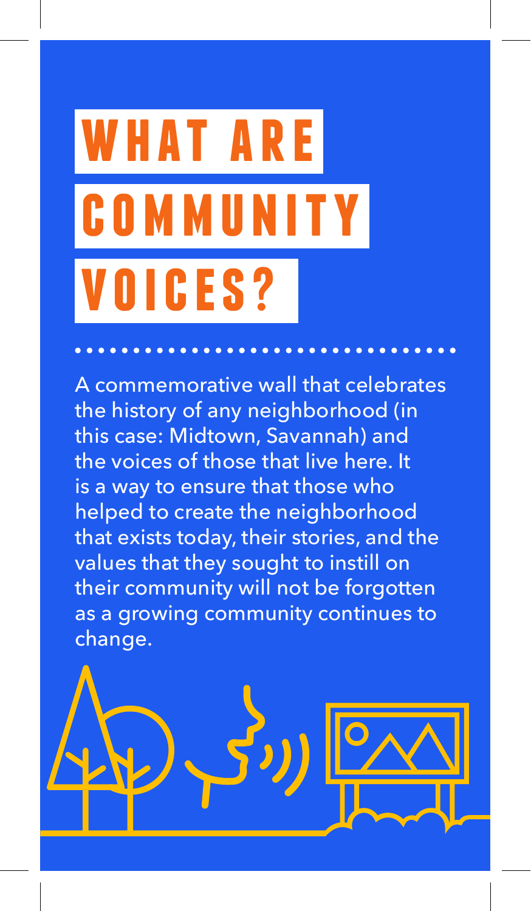# WHAT ARE COMMUNITY VOICES?

A commemorative wall that celebrates the history of any neighborhood (in this case: Midtown, Savannah) and the voices of those that live here. It is a way to ensure that those who helped to create the neighborhood that exists today, their stories, and the values that they sought to instill on their community will not be forgotten as a growing community continues to change.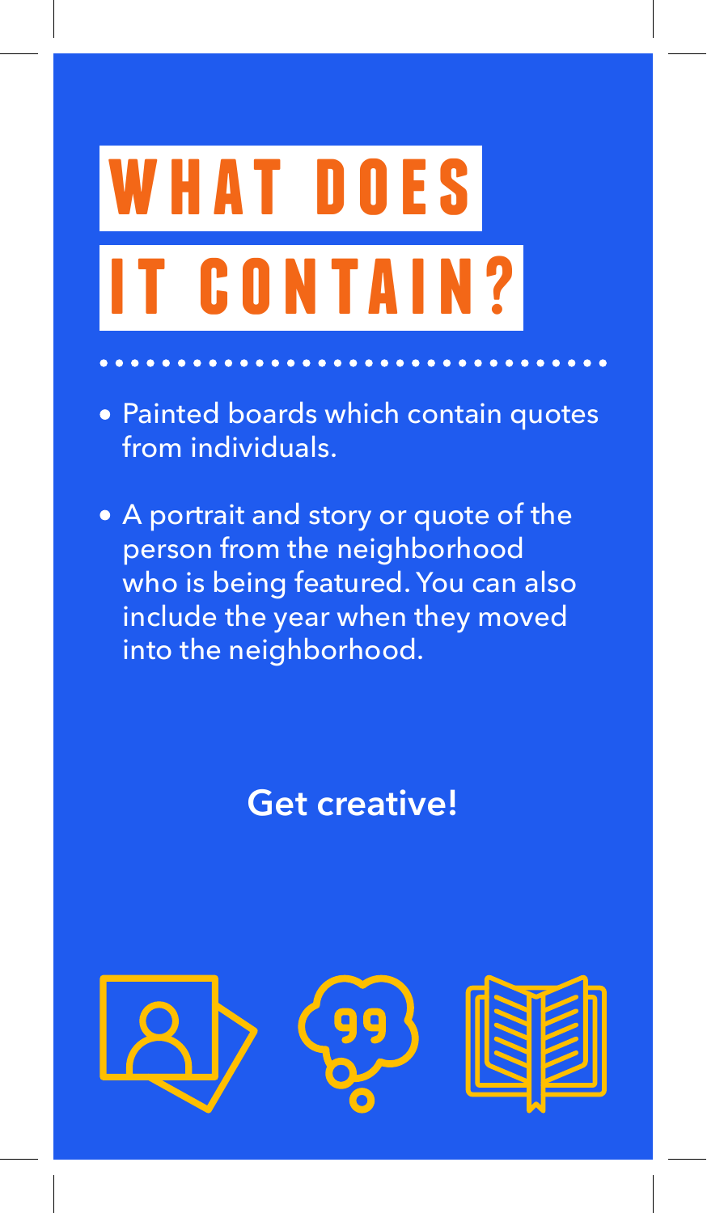# WHAT DOES IT CONTAIN?

- Painted boards which contain quotes from individuals.
- A portrait and story or quote of the person from the neighborhood who is being featured. You can also include the year when they moved into the neighborhood.

**Get creative!**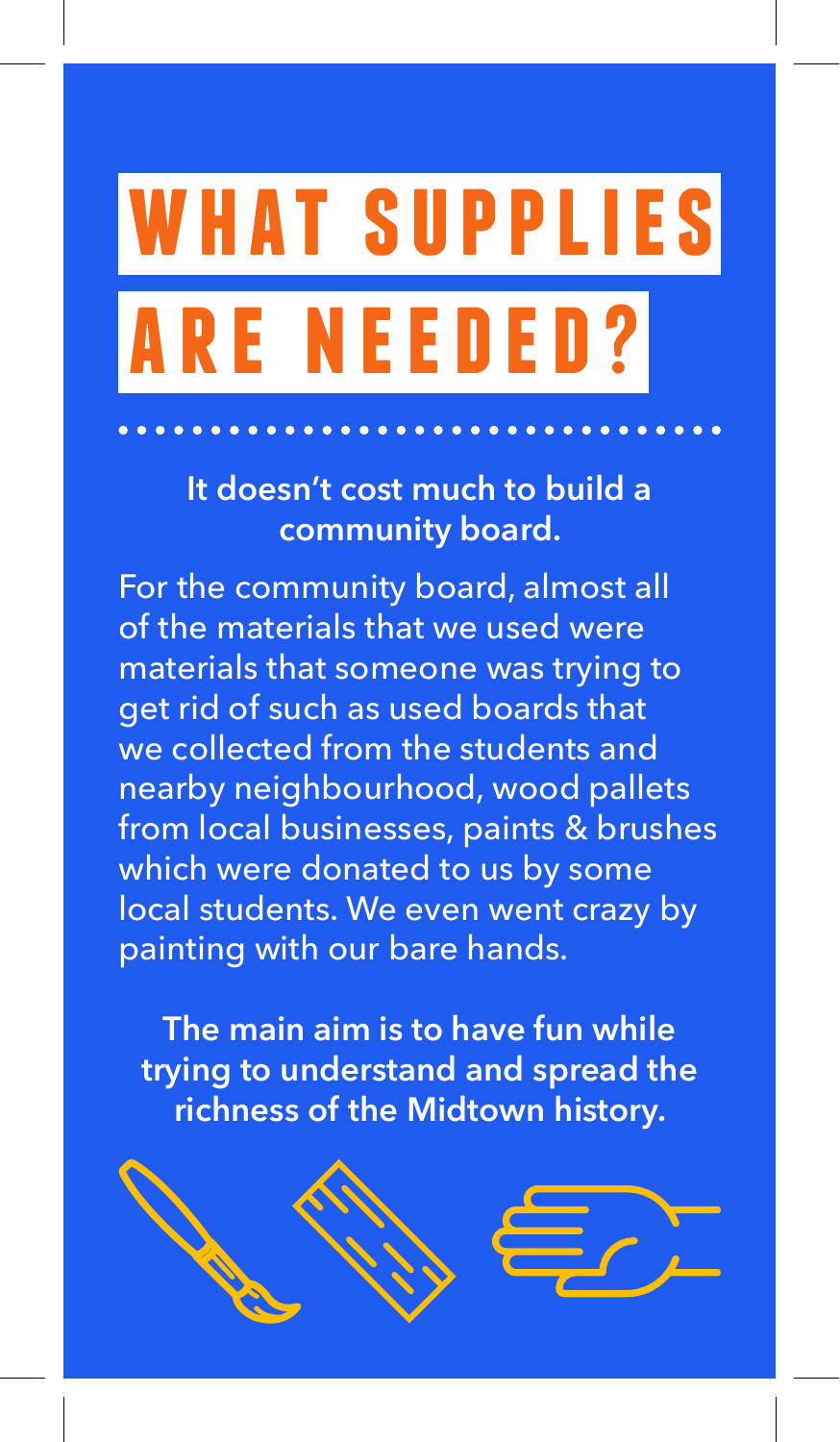# WHAT SUPPLIES ARE NEEDED?

**It doesn’t cost much to build a community board.**

For the community board, almost all of the materials that we used were materials that someone was trying to get rid of such as used boards that we collected from the students and nearby neighbourhood, wood pallets from local businesses, paints & brushes which were donated to us by some local students. We even went crazy by painting with our bare hands.

**The main aim is to have fun while trying to understand and spread the richness of the Midtown history.**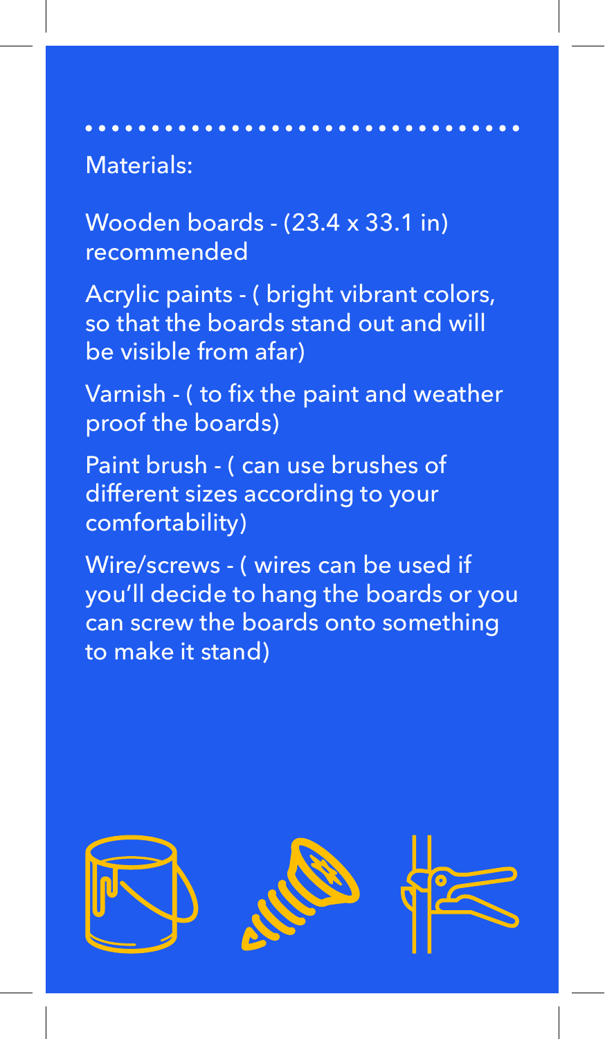Materials:

Wooden boards - (23.4 x 33.1 in) recommended

Acrylic paints - ( bright vibrant colors, so that the boards stand out and will be visible from afar)

Varnish - ( to fix the paint and weather proof the boards)

Paint brush - ( can use brushes of different sizes according to your comfortability)

Wire/screws - ( wires can be used if you'll decide to hang the boards or you can screw the boards onto something to make it stand)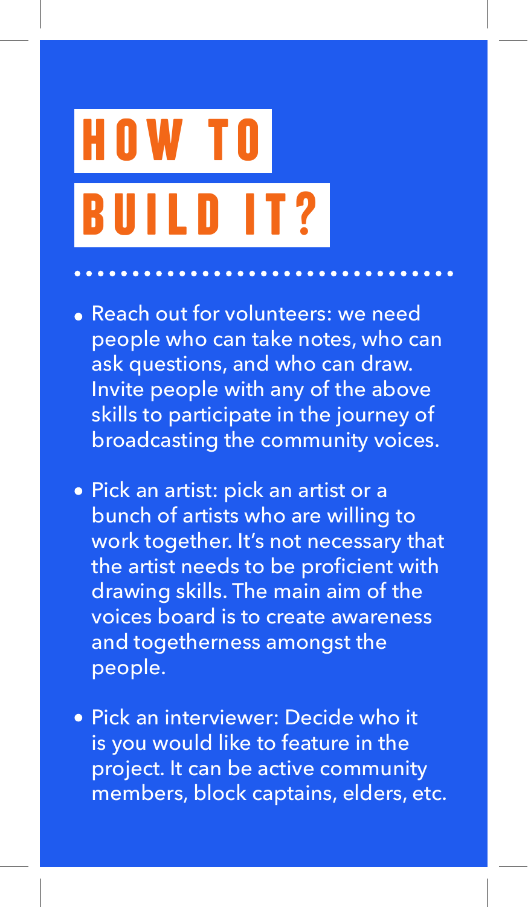# HOW TO BUILD IT?

- Reach out for volunteers: we need people who can take notes, who can ask questions, and who can draw. Invite people with any of the above skills to participate in the journey of broadcasting the community voices.
- Pick an artist: pick an artist or a bunch of artists who are willing to work together. It's not necessary that the artist needs to be proficient with drawing skills. The main aim of the voices board is to create awareness and togetherness amongst the people.
- Pick an interviewer: Decide who it is you would like to feature in the project. It can be active community members, block captains, elders, etc.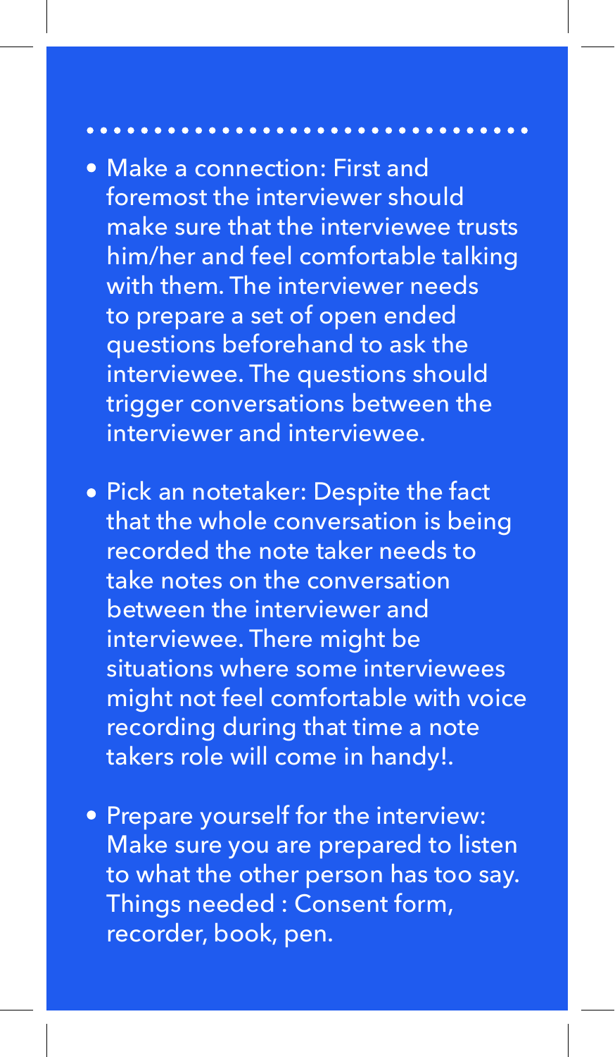- Make a connection: First and foremost the interviewer should make sure that the interviewee trusts him/her and feel comfortable talking with them. The interviewer needs to prepare a set of open ended questions beforehand to ask the interviewee. The questions should trigger conversations between the interviewer and interviewee.

- Pick an notetaker: Despite the fact that the whole conversation is being recorded the note taker needs to take notes on the conversation between the interviewer and interviewee. There might be situations where some interviewees might not feel comfortable with voice recording during that time a note takers role will come in handy!.

- Prepare yourself for the interview: Make sure you are prepared to listen to what the other person has too say. Things needed : Consent form, recorder, book, pen.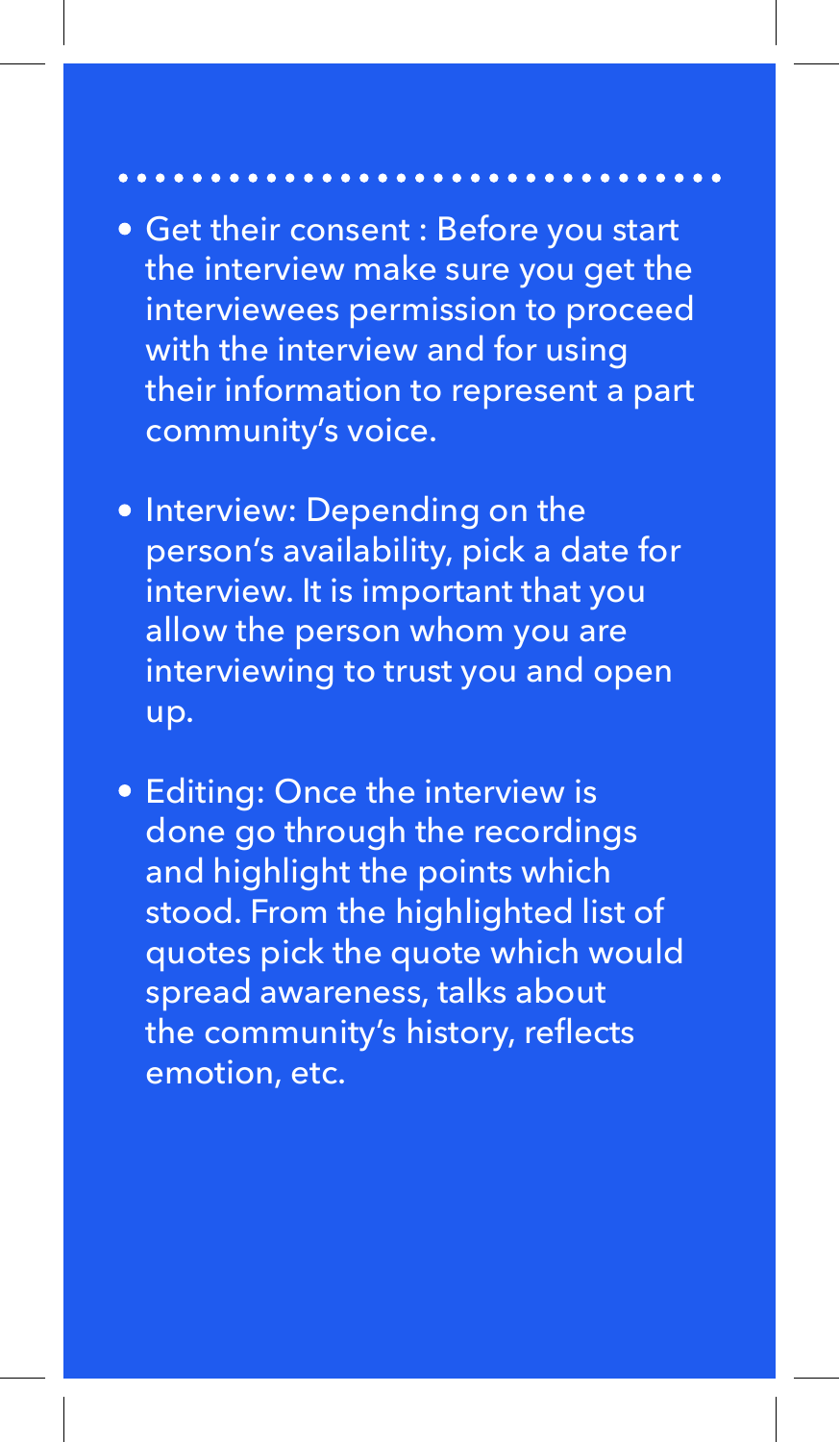- Get their consent : Before you start the interview make sure you get the interviewees permission to proceed with the interview and for using their information to represent a part community's voice.

- Interview: Depending on the person's availability, pick a date for interview. It is important that you allow the person whom you are interviewing to trust you and open up.

- Editing: Once the interview is done go through the recordings and highlight the points which stood. From the highlighted list of quotes pick the quote which would spread awareness, talks about the community's history, reflects emotion, etc.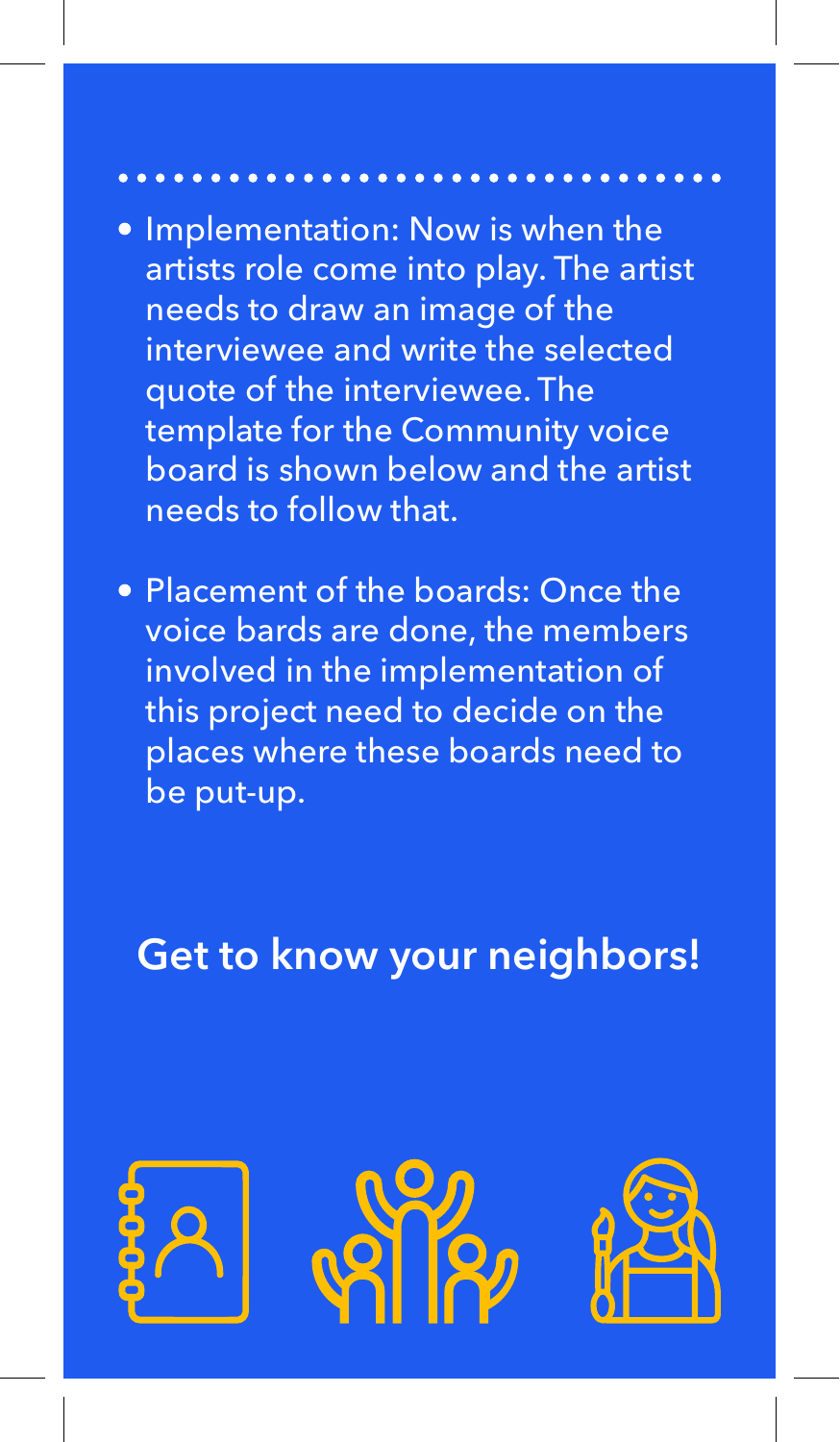- Implementation: Now is when the artists role come into play. The artist needs to draw an image of the interviewee and write the selected quote of the interviewee. The template for the Community voice board is shown below and the artist needs to follow that.
- Placement of the boards: Once the voice bards are done, the members involved in the implementation of this project need to decide on the places where these boards need to be put-up.

## Get to know your neighbors!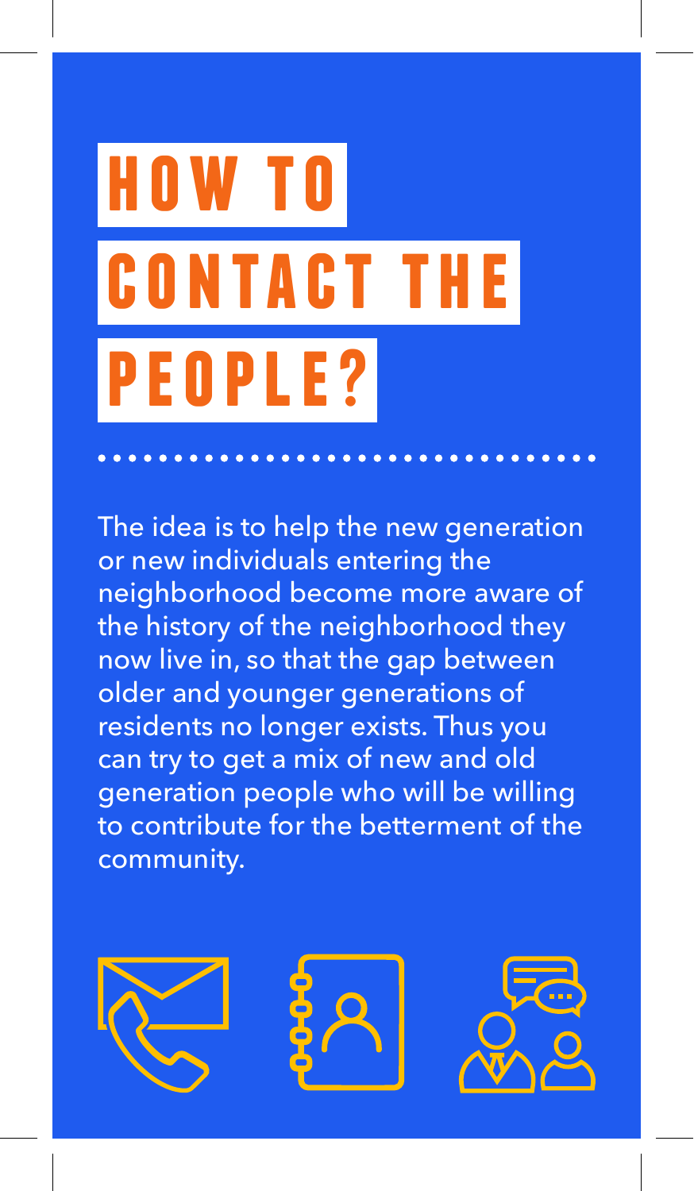# HOW TO CONTACT THE PEOPLE?

The idea is to help the new generation or new individuals entering the neighborhood become more aware of the history of the neighborhood they now live in, so that the gap between older and younger generations of residents no longer exists. Thus you can try to get a mix of new and old generation people who will be willing to contribute for the betterment of the community.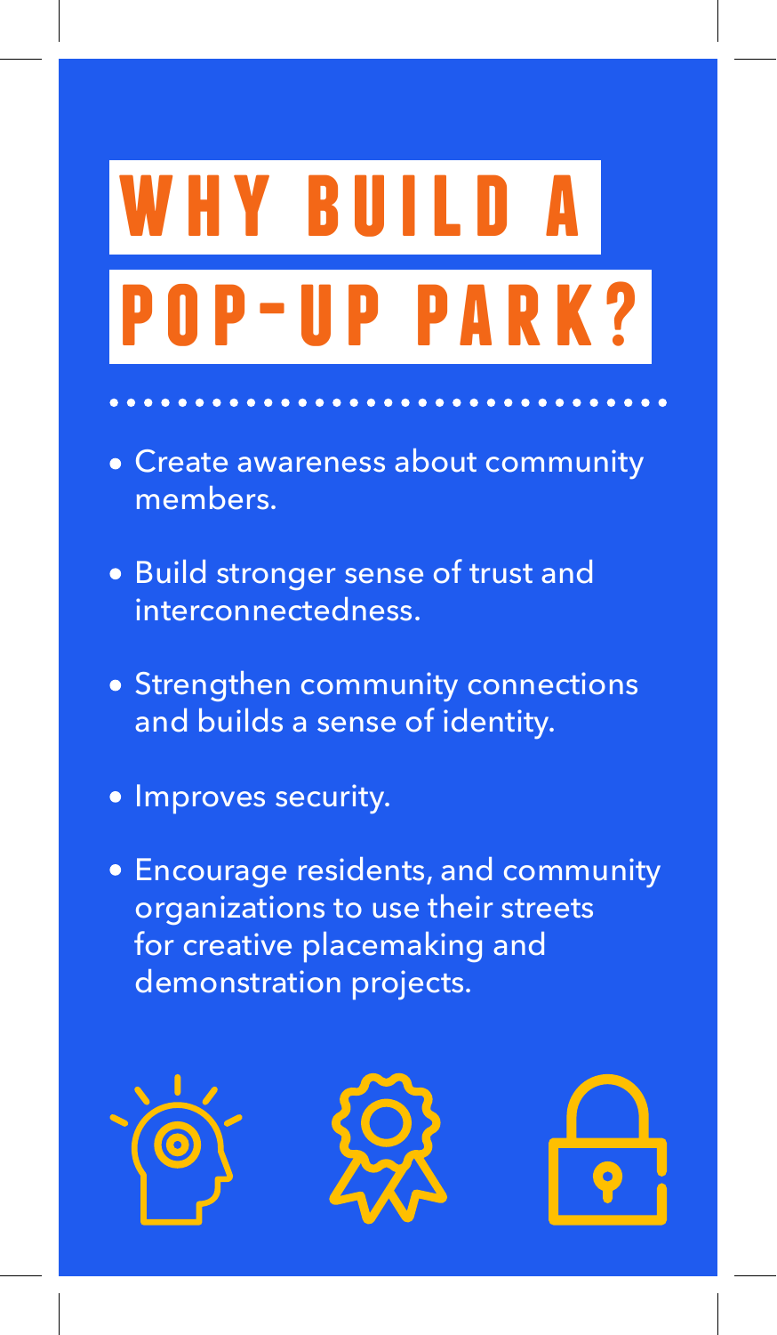# WHY BUILD A POP-UP PARK?

- Create awareness about community members.
- Build stronger sense of trust and interconnectedness.
- Strengthen community connections and builds a sense of identity.
- Improves security.
- Encourage residents, and community organizations to use their streets for creative placemaking and demonstration projects.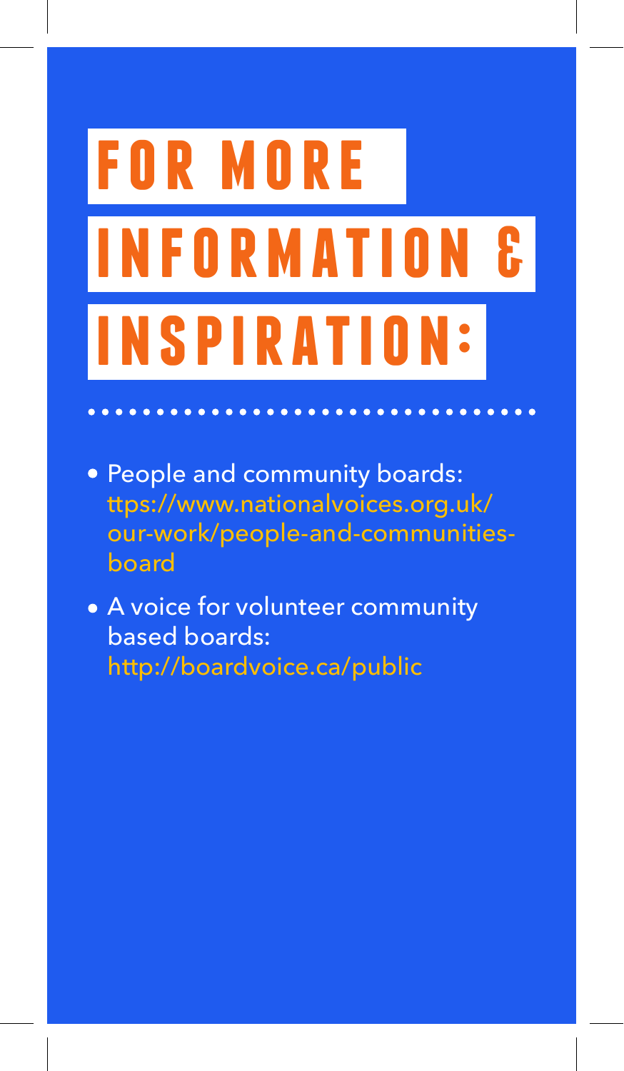# FOR MORE INFORMATION & INSPIRATION:

- People and community boards: ttps://www.nationalvoices.org.uk/our-work/people-and-communities-board
- A voice for volunteer community based boards: http://boardvoice.ca/public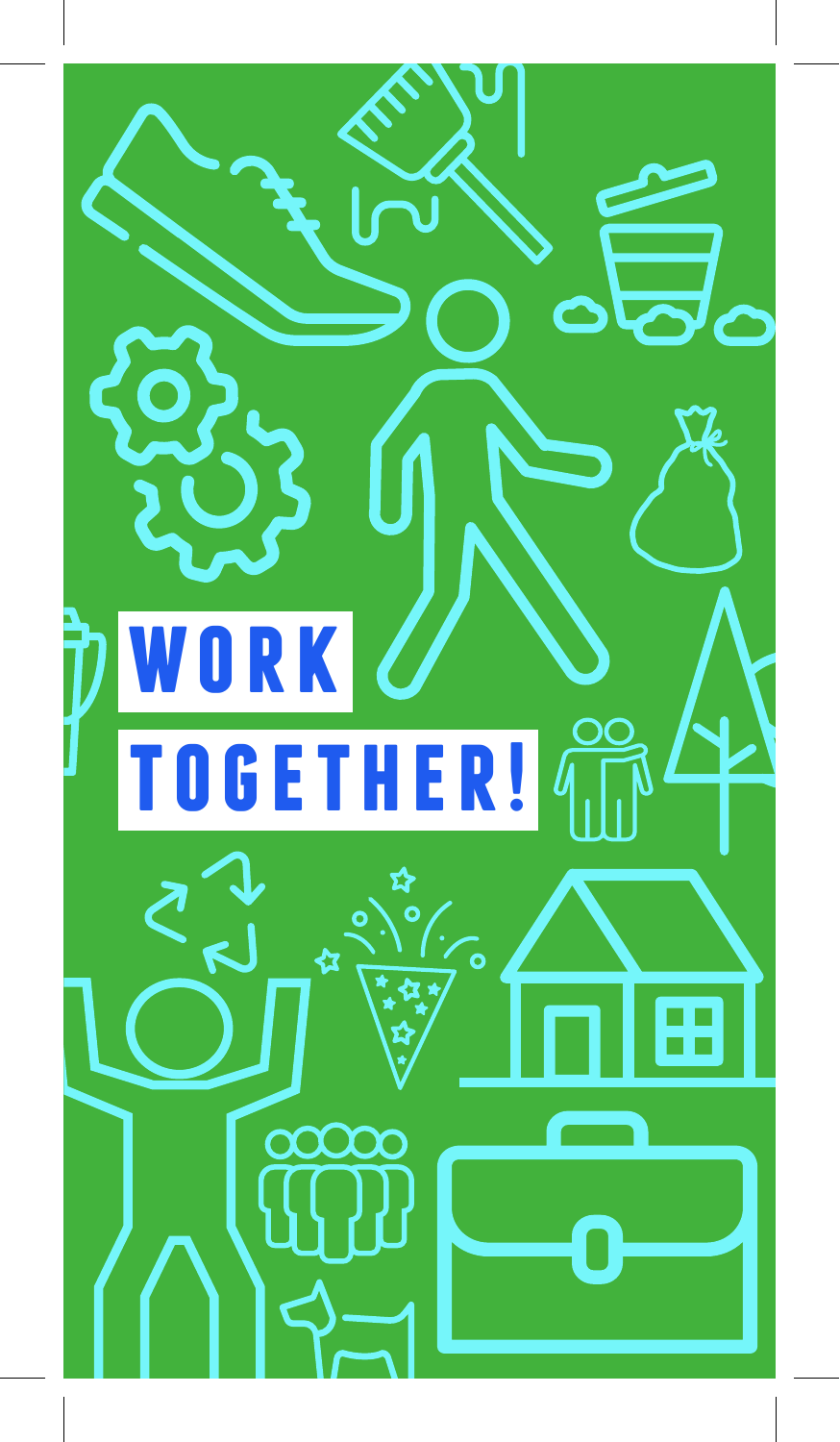# WORK TOGETHER!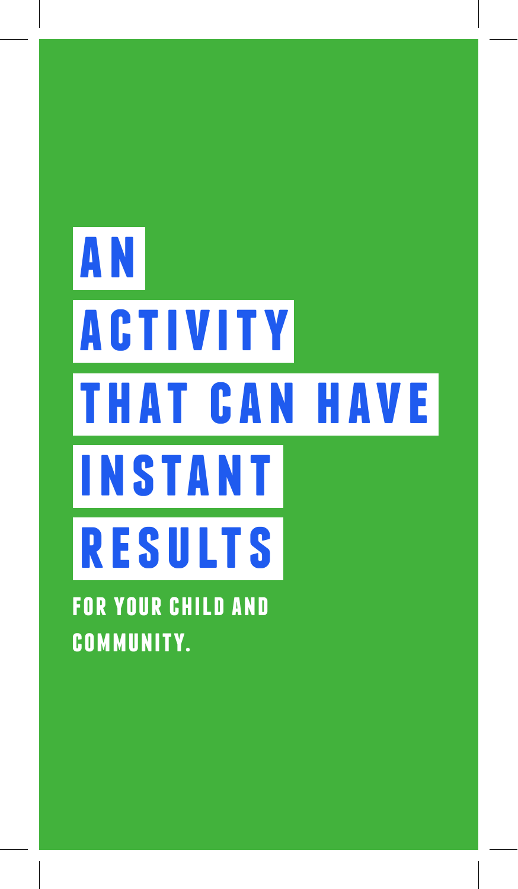# AN ACTIVITY THAT CAN HAVE INSTANT RESULTS

**FOR YOUR CHILD AND COMMUNITY.**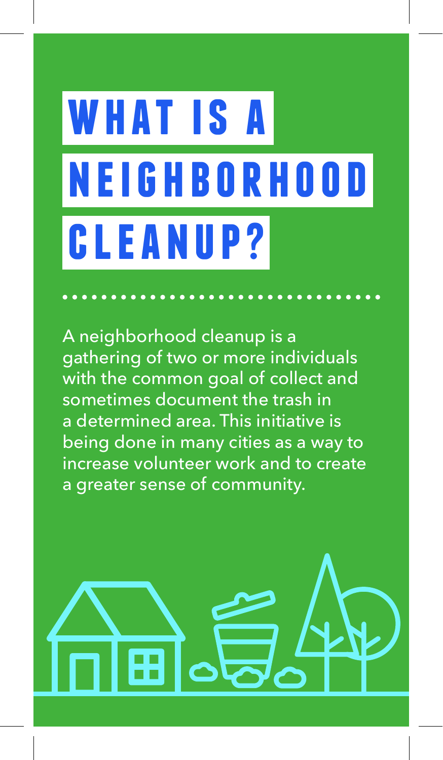# WHAT IS A NEIGHBORHOOD CLEANUP?

A neighborhood cleanup is a gathering of two or more individuals with the common goal of collect and sometimes document the trash in a determined area. This initiative is being done in many cities as a way to increase volunteer work and to create a greater sense of community.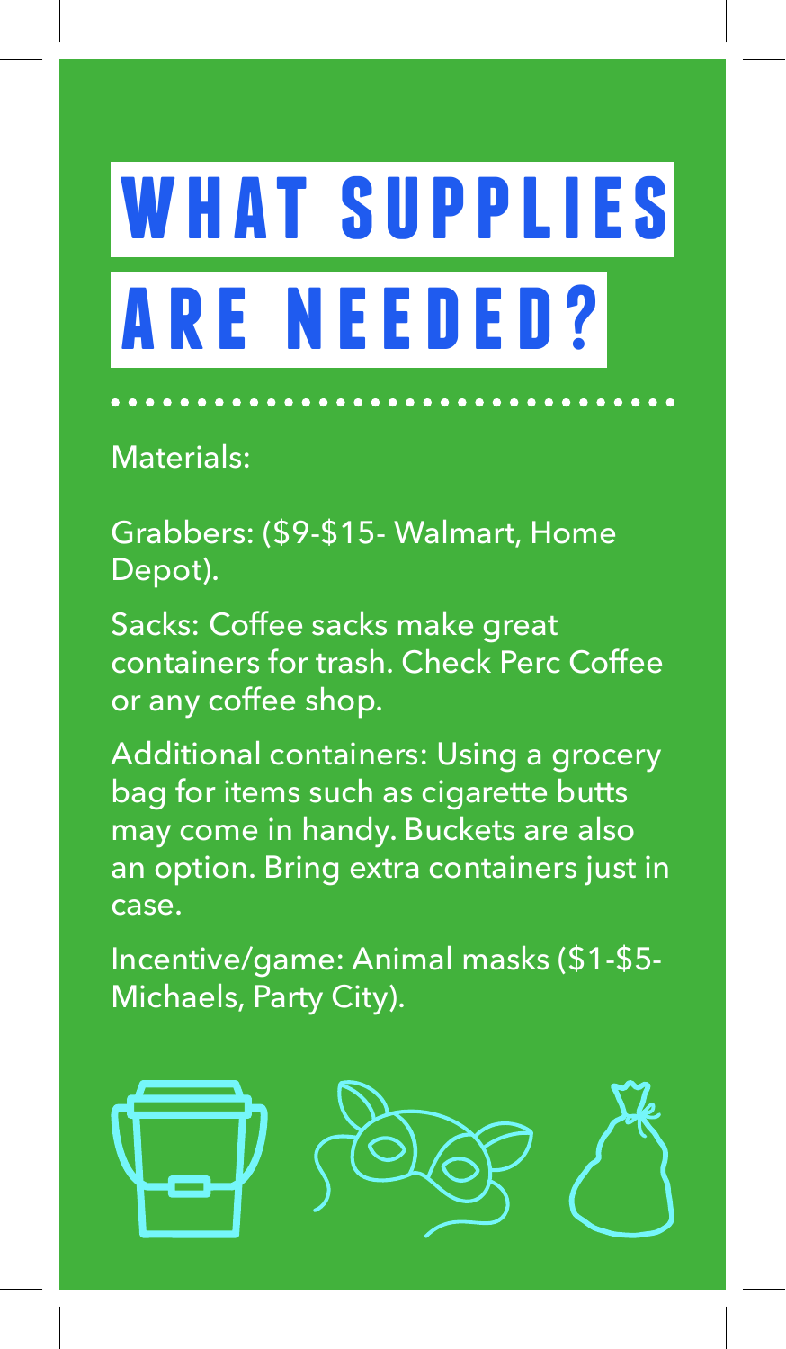# WHAT SUPPLIES ARE NEEDED?

Materials:

Grabbers: ($9-$15- Walmart, Home Depot).

Sacks: Coffee sacks make great containers for trash. Check Perc Coffee or any coffee shop.

Additional containers: Using a grocery bag for items such as cigarette butts may come in handy. Buckets are also an option. Bring extra containers just in case.

Incentive/game: Animal masks ($1-$5- Michaels, Party City).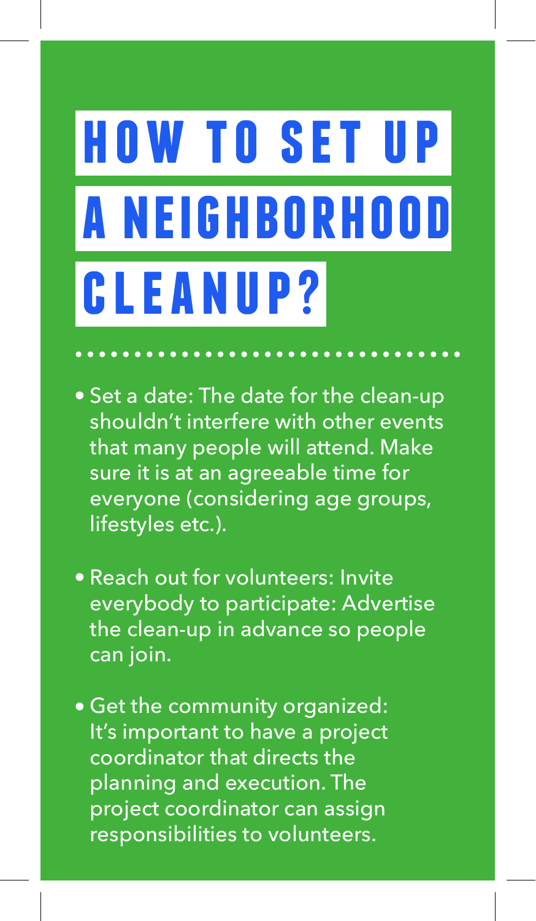# HOW TO SET UP A NEIGHBORHOOD CLEANUP?

- Set a date: The date for the clean-up shouldn't interfere with other events that many people will attend. Make sure it is at an agreeable time for everyone (considering age groups, lifestyles etc.).
- Reach out for volunteers: Invite everybody to participate: Advertise the clean-up in advance so people can join.
- Get the community organized: It's important to have a project coordinator that directs the planning and execution. The project coordinator can assign responsibilities to volunteers.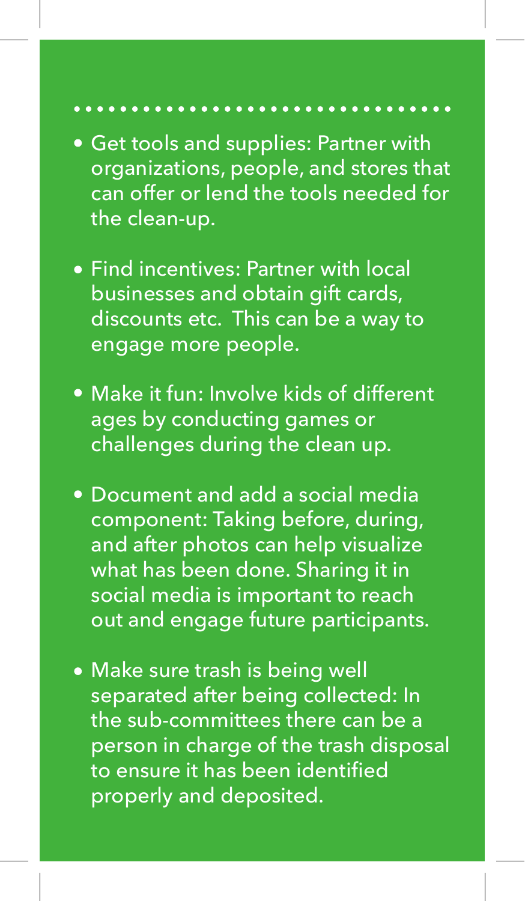- Get tools and supplies: Partner with organizations, people, and stores that can offer or lend the tools needed for the clean-up.

- Find incentives: Partner with local businesses and obtain gift cards, discounts etc.  This can be a way to engage more people.

- Make it fun: Involve kids of different ages by conducting games or challenges during the clean up.

- Document and add a social media component: Taking before, during, and after photos can help visualize what has been done. Sharing it in social media is important to reach out and engage future participants.

- Make sure trash is being well separated after being collected: In the sub-committees there can be a person in charge of the trash disposal to ensure it has been identified properly and deposited.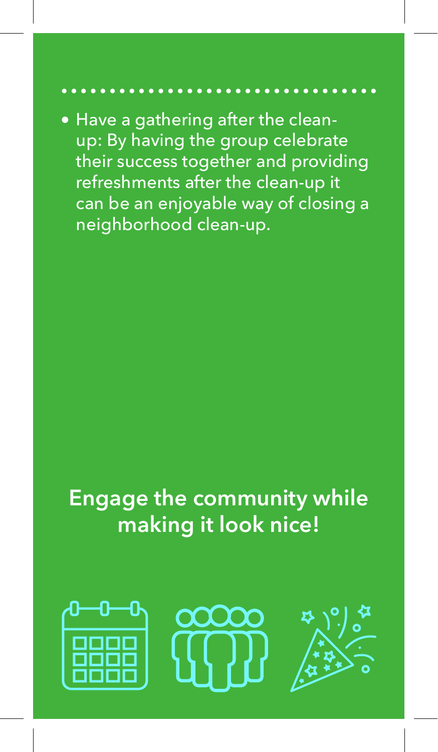- Have a gathering after the clean-up: By having the group celebrate their success together and providing refreshments after the clean-up it can be an enjoyable way of closing a neighborhood clean-up.

**Engage the community while making it look nice!**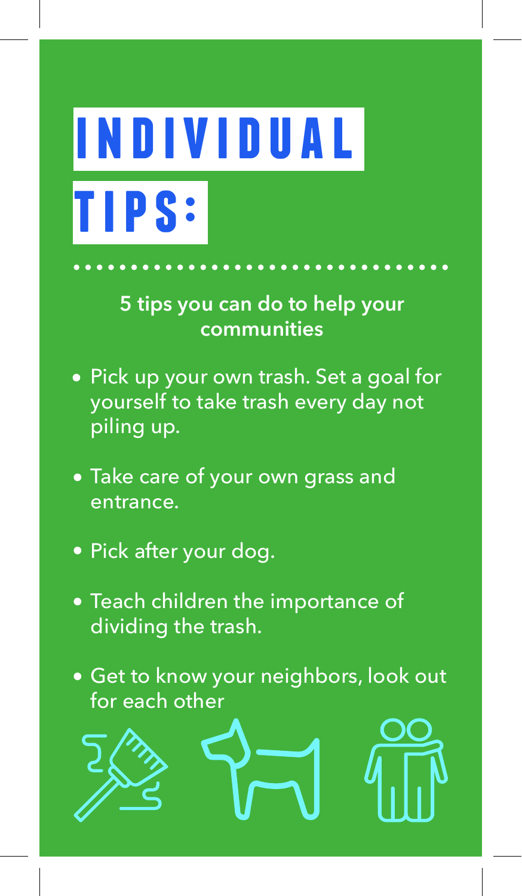# INDIVIDUAL TIPS:

**5 tips you can do to help your communities**

- Pick up your own trash. Set a goal for yourself to take trash every day not piling up.
- Take care of your own grass and entrance.
- Pick after your dog.
- Teach children the importance of dividing the trash.
- Get to know your neighbors, look out for each other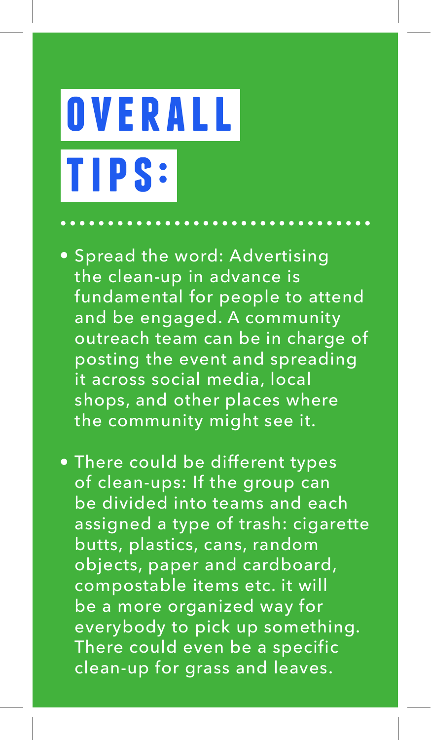# OVERALL TIPS:

- Spread the word: Advertising the clean-up in advance is fundamental for people to attend and be engaged. A community outreach team can be in charge of posting the event and spreading it across social media, local shops, and other places where the community might see it.
- There could be different types of clean-ups: If the group can be divided into teams and each assigned a type of trash: cigarette butts, plastics, cans, random objects, paper and cardboard, compostable items etc. it will be a more organized way for everybody to pick up something. There could even be a specific clean-up for grass and leaves.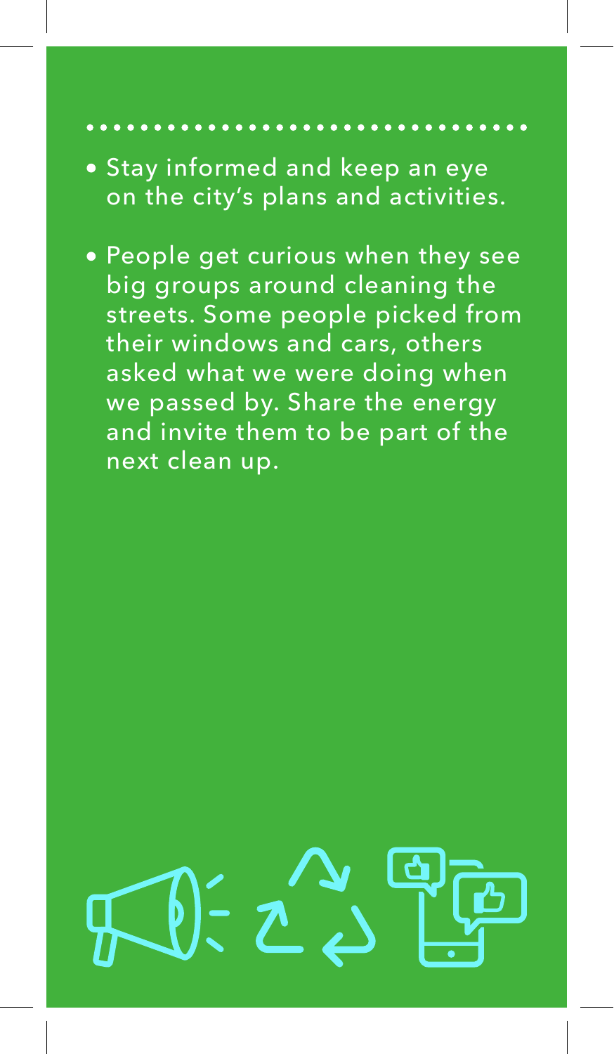- Stay informed and keep an eye on the city's plans and activities.

- People get curious when they see big groups around cleaning the streets. Some people picked from their windows and cars, others asked what we were doing when we passed by. Share the energy and invite them to be part of the next clean up.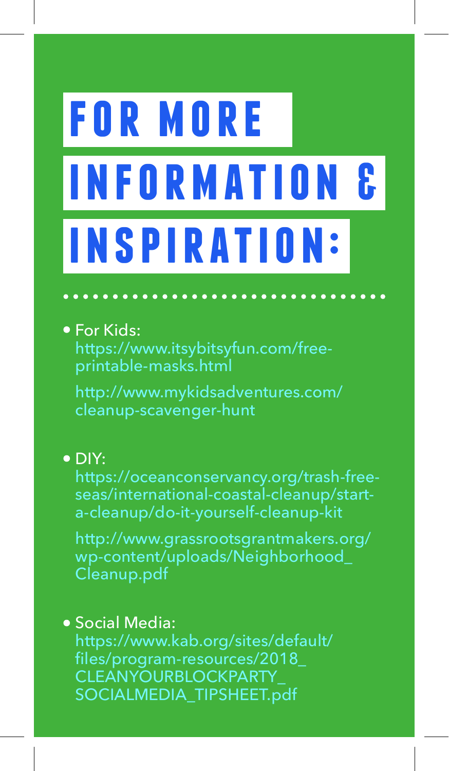# FOR MORE INFORMATION & INSPIRATION:

- For Kids:
  https://www.itsybitsyfun.com/free-printable-masks.html

  http://www.mykidsadventures.com/cleanup-scavenger-hunt

- DIY:
  https://oceanconservancy.org/trash-free-seas/international-coastal-cleanup/start-a-cleanup/do-it-yourself-cleanup-kit

  http://www.grassrootsgrantmakers.org/wp-content/uploads/Neighborhood_Cleanup.pdf

- Social Media:
  https://www.kab.org/sites/default/files/program-resources/2018_CLEANYOURBLOCKPARTY_SOCIALMEDIA_TIPSHEET.pdf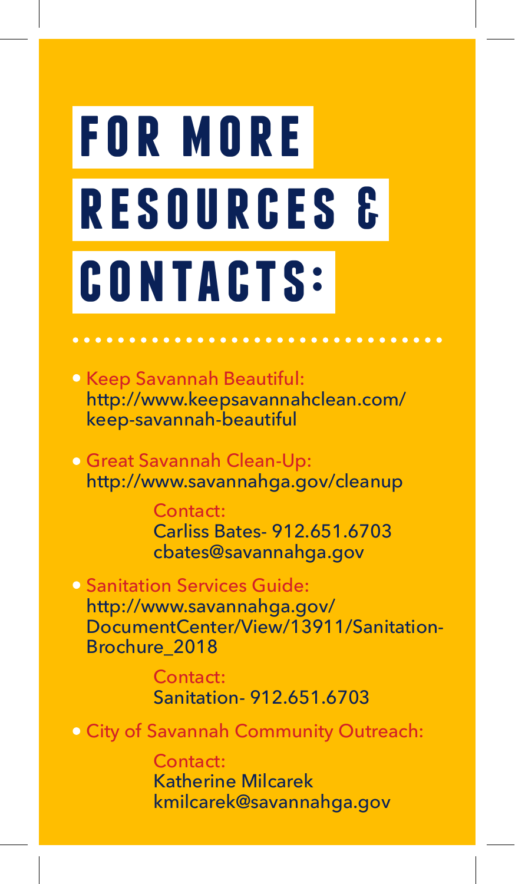# FOR MORE RESOURCES & CONTACTS:

- Keep Savannah Beautiful:
  http://www.keepsavannahclean.com/keep-savannah-beautiful

- Great Savannah Clean-Up:
  http://www.savannahga.gov/cleanup

  Contact:
  Carliss Bates- 912.651.6703
  cbates@savannahga.gov

- Sanitation Services Guide:
  http://www.savannahga.gov/DocumentCenter/View/13911/Sanitation-Brochure_2018

  Contact:
  Sanitation- 912.651.6703

- City of Savannah Community Outreach:

  Contact:
  Katherine Milcarek
  kmilcarek@savannahga.gov